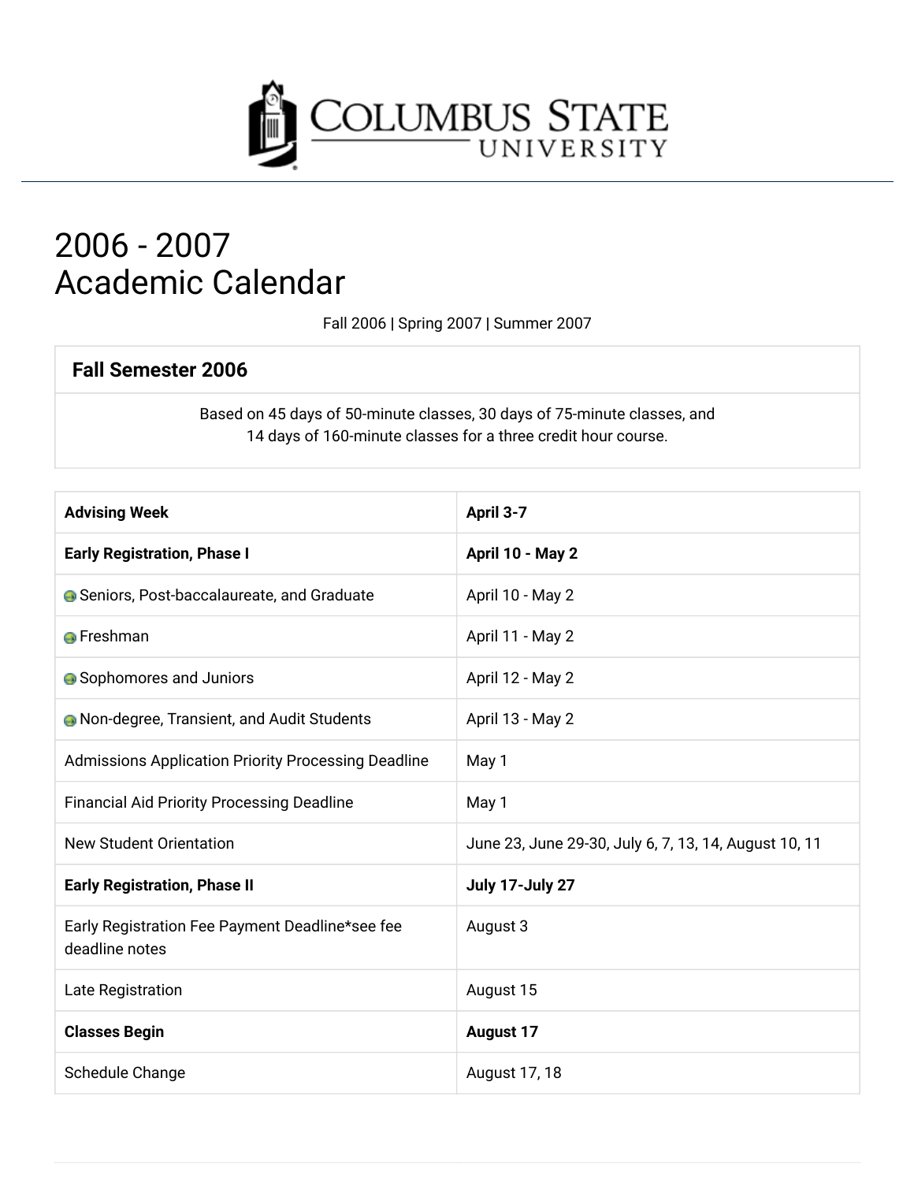# 2006 - 2007 Academic Calendar

Fall 2006 | Spring 2007 | Summer 2007

## Fall Semester 2006

Based on 45 days of 50-minute classes, 30 days of 75-minute classes, and 14 days of 160-minute classes for a three credit hour course.

| | |
|---|---|
| **Advising Week** | **April 3-7** |
| **Early Registration, Phase I** | **April 10 - May 2** |
| Seniors, Post-baccalaureate, and Graduate | April 10 - May 2 |
| Freshman | April 11 - May 2 |
| Sophomores and Juniors | April 12 - May 2 |
| Non-degree, Transient, and Audit Students | April 13 - May 2 |
| Admissions Application Priority Processing Deadline | May 1 |
| Financial Aid Priority Processing Deadline | May 1 |
| New Student Orientation | June 23, June 29-30, July 6, 7, 13, 14, August 10, 11 |
| **Early Registration, Phase II** | **July 17-July 27** |
| Early Registration Fee Payment Deadline*see fee deadline notes | August 3 |
| Late Registration | August 15 |
| **Classes Begin** | **August 17** |
| Schedule Change | August 17, 18 |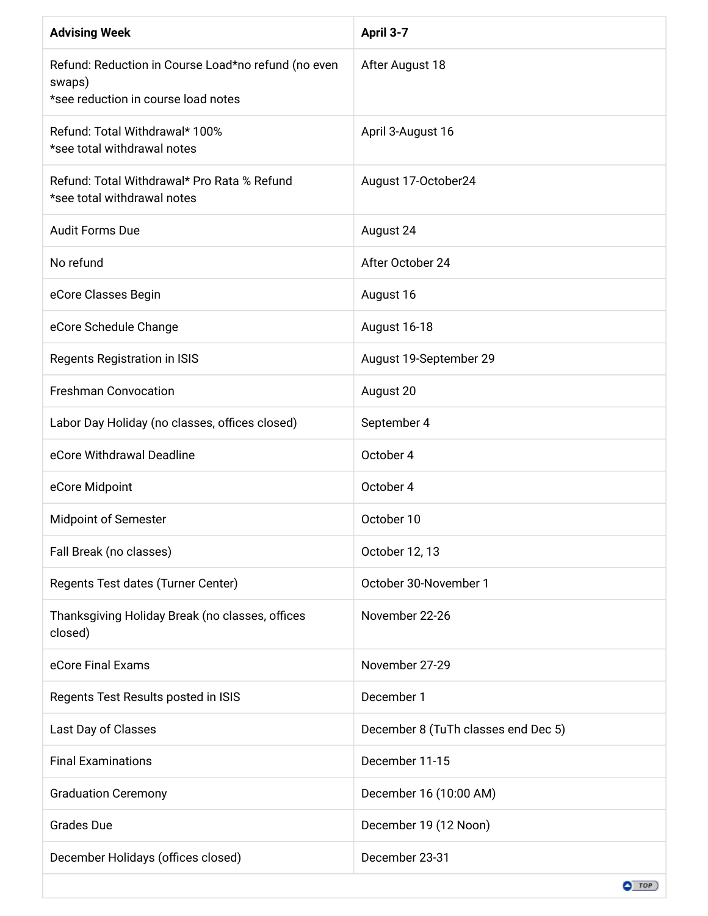| Advising Week | April 3-7 |
| --- | --- |
| Refund: Reduction in Course Load*no refund (no even swaps)<br>*see reduction in course load notes | After August 18 |
| Refund: Total Withdrawal* 100%<br>*see total withdrawal notes | April 3-August 16 |
| Refund: Total Withdrawal* Pro Rata % Refund<br>*see total withdrawal notes | August 17-October24 |
| Audit Forms Due | August 24 |
| No refund | After October 24 |
| eCore Classes Begin | August 16 |
| eCore Schedule Change | August 16-18 |
| Regents Registration in ISIS | August 19-September 29 |
| Freshman Convocation | August 20 |
| Labor Day Holiday (no classes, offices closed) | September 4 |
| eCore Withdrawal Deadline | October 4 |
| eCore Midpoint | October 4 |
| Midpoint of Semester | October 10 |
| Fall Break (no classes) | October 12, 13 |
| Regents Test dates (Turner Center) | October 30-November 1 |
| Thanksgiving Holiday Break (no classes, offices closed) | November 22-26 |
| eCore Final Exams | November 27-29 |
| Regents Test Results posted in ISIS | December 1 |
| Last Day of Classes | December 8 (TuTh classes end Dec 5) |
| Final Examinations | December 11-15 |
| Graduation Ceremony | December 16 (10:00 AM) |
| Grades Due | December 19 (12 Noon) |
| December Holidays (offices closed) | December 23-31 |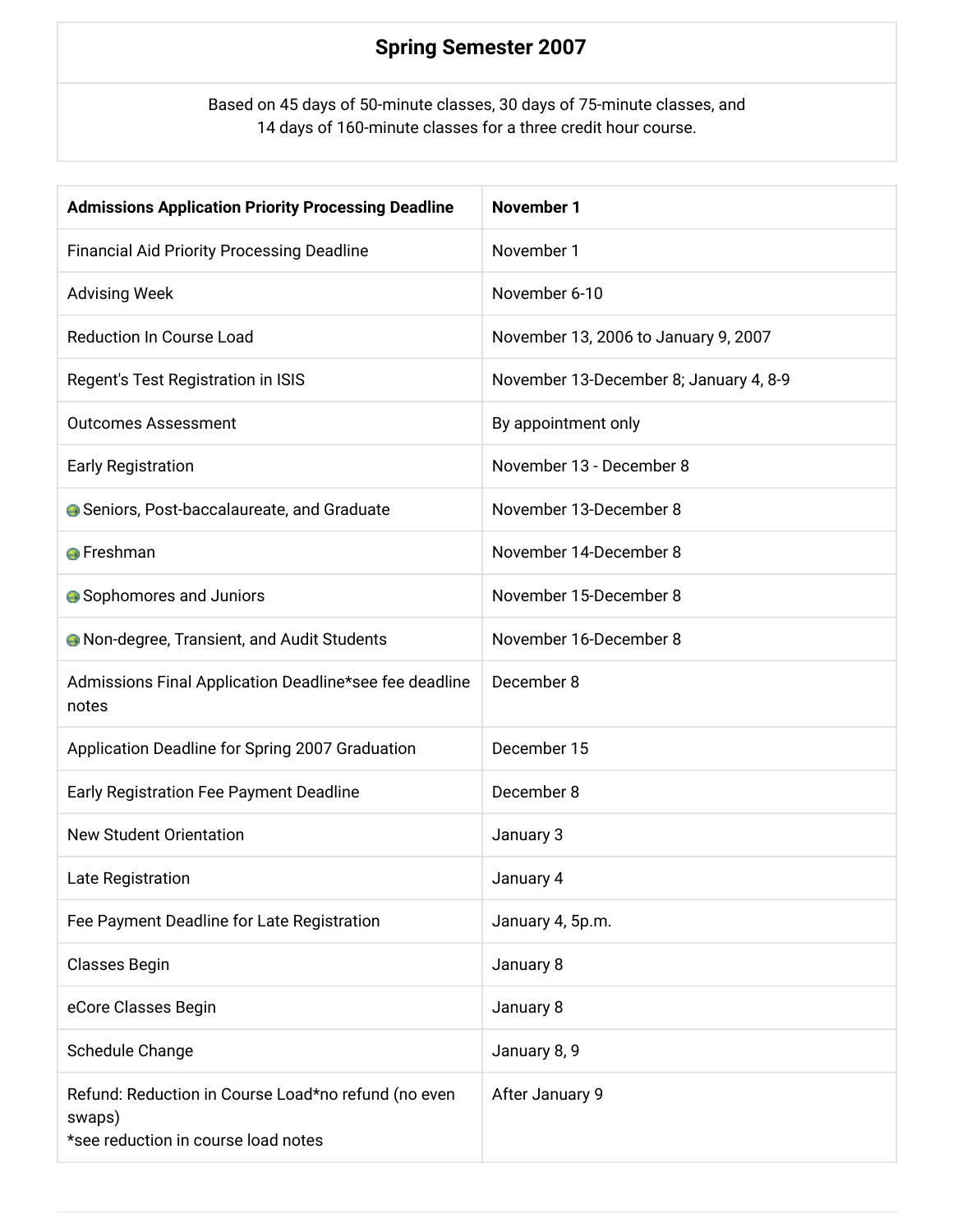## Spring Semester 2007

Based on 45 days of 50-minute classes, 30 days of 75-minute classes, and 14 days of 160-minute classes for a three credit hour course.

| **Admissions Application Priority Processing Deadline** | **November 1** |
|---|---|
| Financial Aid Priority Processing Deadline | November 1 |
| Advising Week | November 6-10 |
| Reduction In Course Load | November 13, 2006 to January 9, 2007 |
| Regent's Test Registration in ISIS | November 13-December 8; January 4, 8-9 |
| Outcomes Assessment | By appointment only |
| Early Registration | November 13 - December 8 |
| Seniors, Post-baccalaureate, and Graduate | November 13-December 8 |
| Freshman | November 14-December 8 |
| Sophomores and Juniors | November 15-December 8 |
| Non-degree, Transient, and Audit Students | November 16-December 8 |
| Admissions Final Application Deadline*see fee deadline notes | December 8 |
| Application Deadline for Spring 2007 Graduation | December 15 |
| Early Registration Fee Payment Deadline | December 8 |
| New Student Orientation | January 3 |
| Late Registration | January 4 |
| Fee Payment Deadline for Late Registration | January 4, 5p.m. |
| Classes Begin | January 8 |
| eCore Classes Begin | January 8 |
| Schedule Change | January 8, 9 |
| Refund: Reduction in Course Load*no refund (no even swaps) *see reduction in course load notes | After January 9 |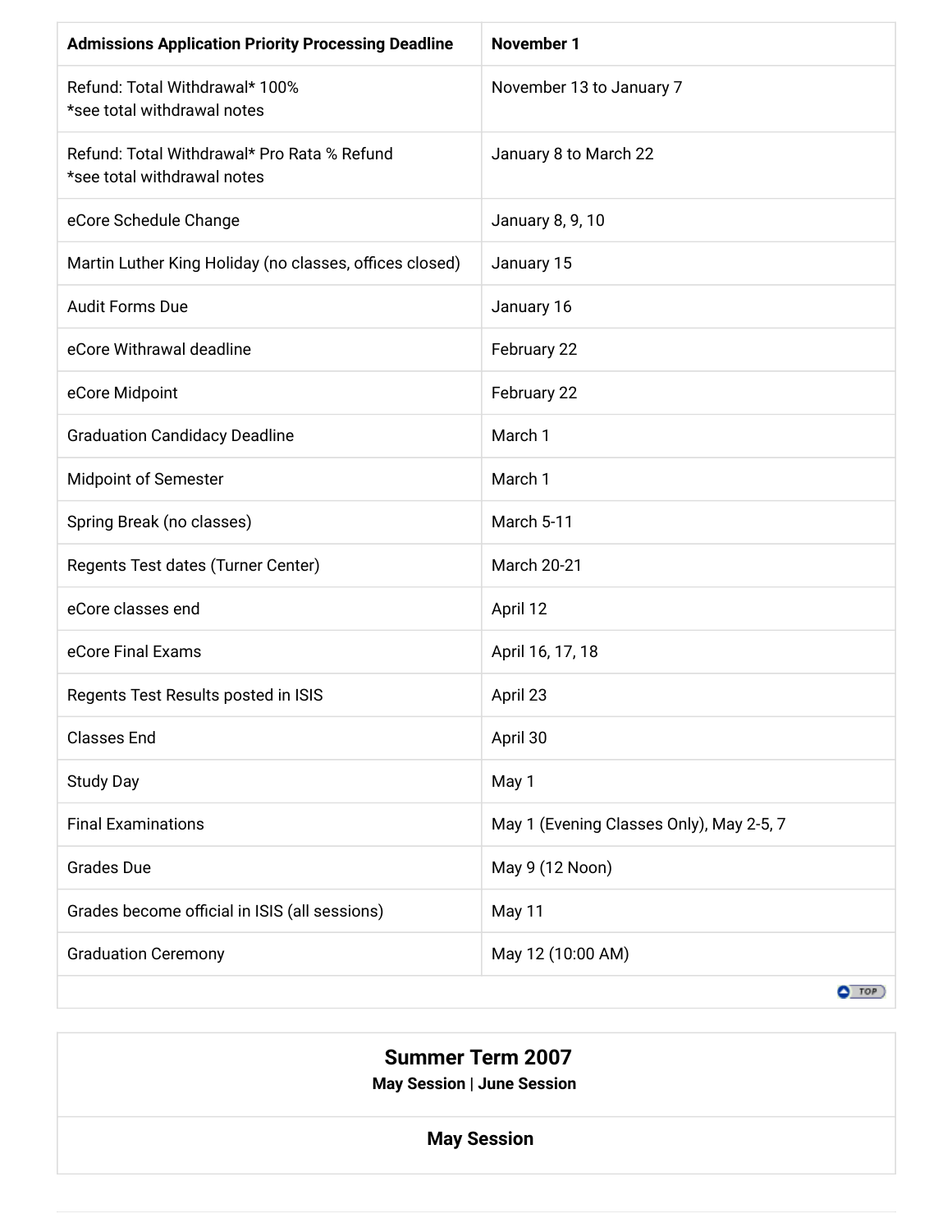| **Admissions Application Priority Processing Deadline** | **November 1** |
| --- | --- |
| Refund: Total Withdrawal* 100%<br>*see total withdrawal notes | November 13 to January 7 |
| Refund: Total Withdrawal* Pro Rata % Refund<br>*see total withdrawal notes | January 8 to March 22 |
| eCore Schedule Change | January 8, 9, 10 |
| Martin Luther King Holiday (no classes, offices closed) | January 15 |
| Audit Forms Due | January 16 |
| eCore Withrawal deadline | February 22 |
| eCore Midpoint | February 22 |
| Graduation Candidacy Deadline | March 1 |
| Midpoint of Semester | March 1 |
| Spring Break (no classes) | March 5-11 |
| Regents Test dates (Turner Center) | March 20-21 |
| eCore classes end | April 12 |
| eCore Final Exams | April 16, 17, 18 |
| Regents Test Results posted in ISIS | April 23 |
| Classes End | April 30 |
| Study Day | May 1 |
| Final Examinations | May 1 (Evening Classes Only), May 2-5, 7 |
| Grades Due | May 9 (12 Noon) |
| Grades become official in ISIS (all sessions) | May 11 |
| Graduation Ceremony | May 12 (10:00 AM) |

## Summer Term 2007

**May Session | June Session**

### May Session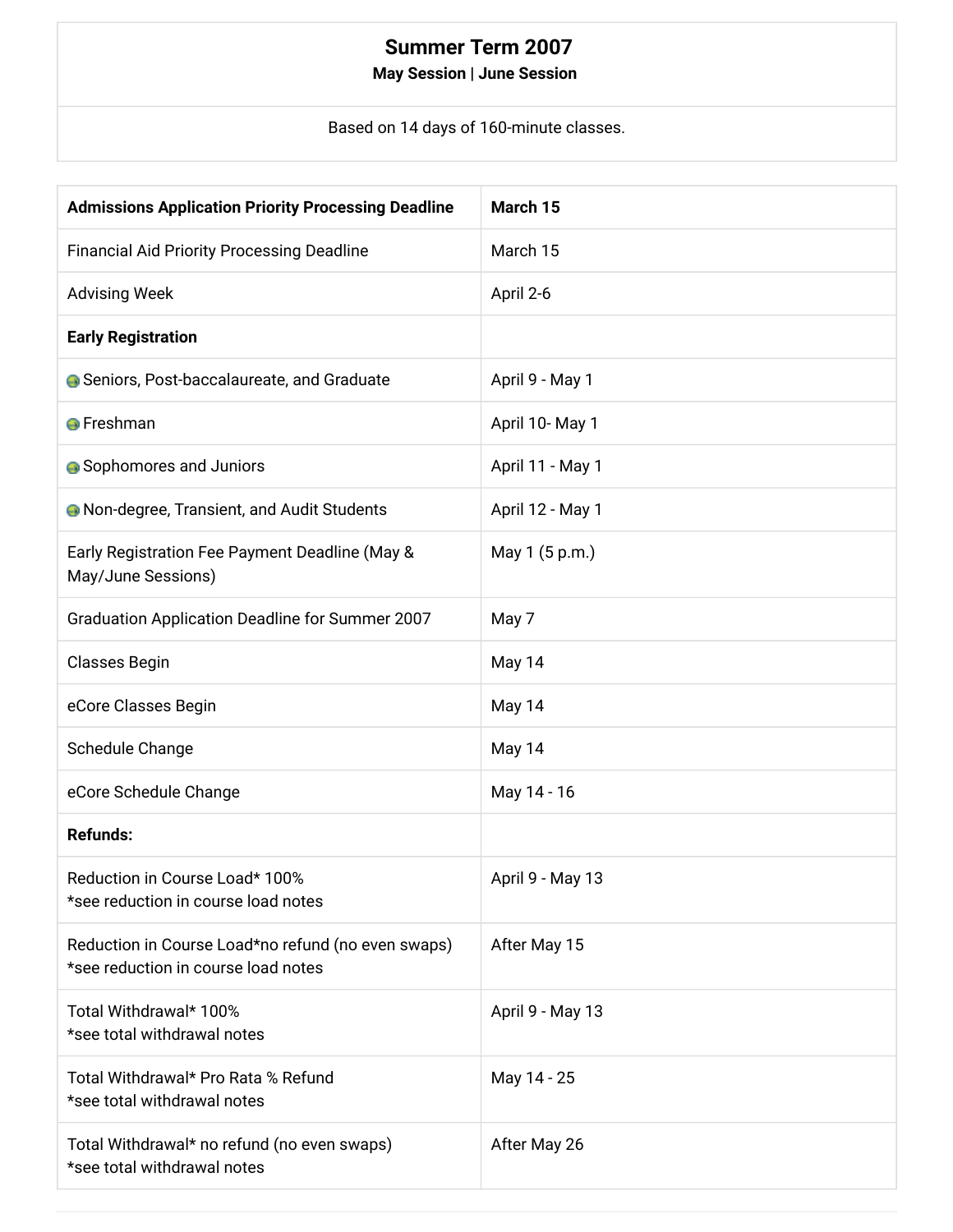| Summer Term 2007<br>May Session \| June Session |
|---|
| Based on 14 days of 160-minute classes. |

| **Admissions Application Priority Processing Deadline** | **March 15** |
|---|---|
| Financial Aid Priority Processing Deadline | March 15 |
| Advising Week | April 2-6 |
| **Early Registration** | |
| Seniors, Post-baccalaureate, and Graduate | April 9 - May 1 |
| Freshman | April 10- May 1 |
| Sophomores and Juniors | April 11 - May 1 |
| Non-degree, Transient, and Audit Students | April 12 - May 1 |
| Early Registration Fee Payment Deadline (May & May/June Sessions) | May 1 (5 p.m.) |
| Graduation Application Deadline for Summer 2007 | May 7 |
| Classes Begin | May 14 |
| eCore Classes Begin | May 14 |
| Schedule Change | May 14 |
| eCore Schedule Change | May 14 - 16 |
| **Refunds:** | |
| Reduction in Course Load* 100%<br>*see reduction in course load notes | April 9 - May 13 |
| Reduction in Course Load*no refund (no even swaps)<br>*see reduction in course load notes | After May 15 |
| Total Withdrawal* 100%<br>*see total withdrawal notes | April 9 - May 13 |
| Total Withdrawal* Pro Rata % Refund<br>*see total withdrawal notes | May 14 - 25 |
| Total Withdrawal* no refund (no even swaps)<br>*see total withdrawal notes | After May 26 |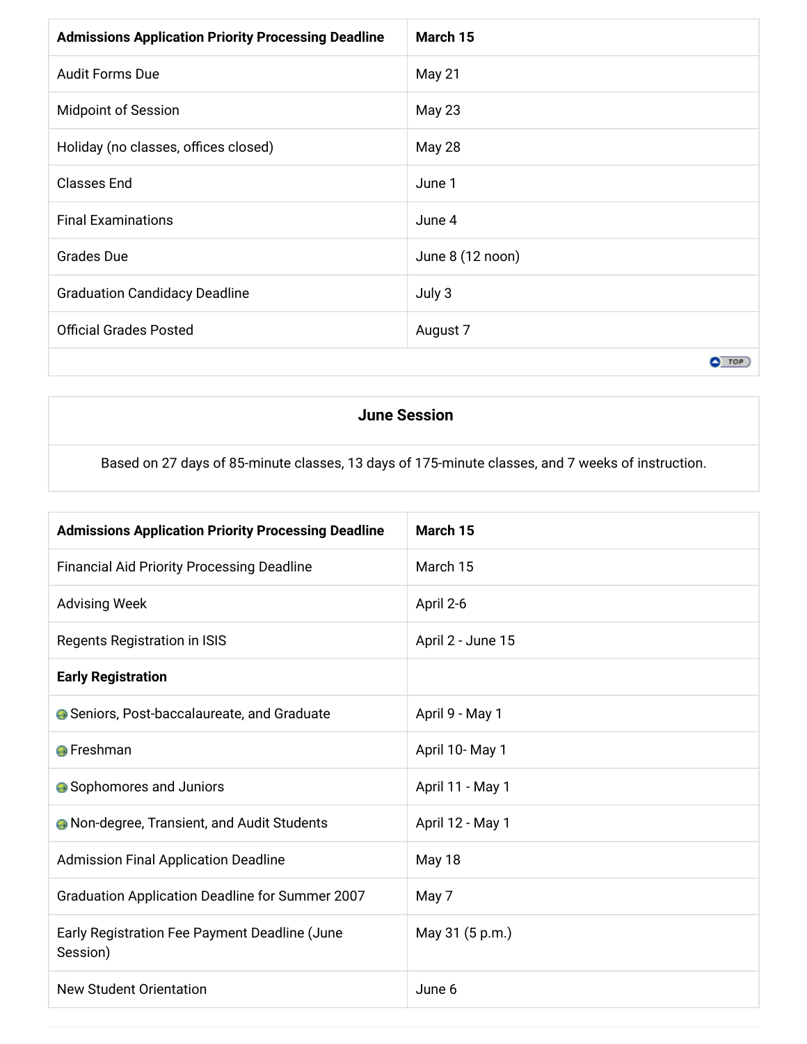| **Admissions Application Priority Processing Deadline** | **March 15** |
| --- | --- |
| Audit Forms Due | May 21 |
| Midpoint of Session | May 23 |
| Holiday (no classes, offices closed) | May 28 |
| Classes End | June 1 |
| Final Examinations | June 4 |
| Grades Due | June 8 (12 noon) |
| Graduation Candidacy Deadline | July 3 |
| Official Grades Posted | August 7 |

### June Session

Based on 27 days of 85-minute classes, 13 days of 175-minute classes, and 7 weeks of instruction.

| **Admissions Application Priority Processing Deadline** | **March 15** |
| --- | --- |
| Financial Aid Priority Processing Deadline | March 15 |
| Advising Week | April 2-6 |
| Regents Registration in ISIS | April 2 - June 15 |
| **Early Registration** | |
| Seniors, Post-baccalaureate, and Graduate | April 9 - May 1 |
| Freshman | April 10- May 1 |
| Sophomores and Juniors | April 11 - May 1 |
| Non-degree, Transient, and Audit Students | April 12 - May 1 |
| Admission Final Application Deadline | May 18 |
| Graduation Application Deadline for Summer 2007 | May 7 |
| Early Registration Fee Payment Deadline (June Session) | May 31 (5 p.m.) |
| New Student Orientation | June 6 |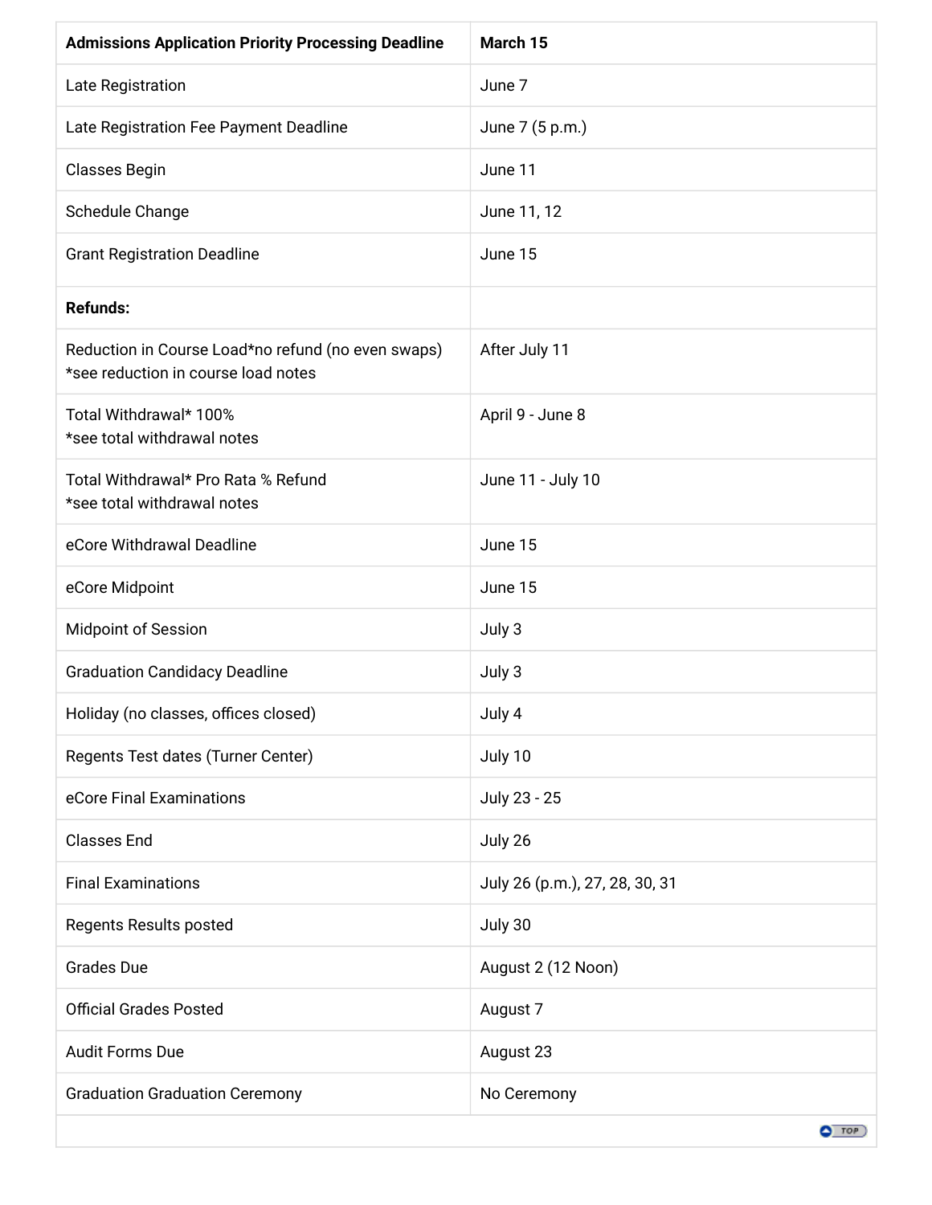| **Admissions Application Priority Processing Deadline** | **March 15** |
| --- | --- |
| Late Registration | June 7 |
| Late Registration Fee Payment Deadline | June 7 (5 p.m.) |
| Classes Begin | June 11 |
| Schedule Change | June 11, 12 |
| Grant Registration Deadline | June 15 |
| **Refunds:** | |
| Reduction in Course Load*no refund (no even swaps) *see reduction in course load notes | After July 11 |
| Total Withdrawal* 100% *see total withdrawal notes | April 9 - June 8 |
| Total Withdrawal* Pro Rata % Refund *see total withdrawal notes | June 11 - July 10 |
| eCore Withdrawal Deadline | June 15 |
| eCore Midpoint | June 15 |
| Midpoint of Session | July 3 |
| Graduation Candidacy Deadline | July 3 |
| Holiday (no classes, offices closed) | July 4 |
| Regents Test dates (Turner Center) | July 10 |
| eCore Final Examinations | July 23 - 25 |
| Classes End | July 26 |
| Final Examinations | July 26 (p.m.), 27, 28, 30, 31 |
| Regents Results posted | July 30 |
| Grades Due | August 2 (12 Noon) |
| Official Grades Posted | August 7 |
| Audit Forms Due | August 23 |
| Graduation Graduation Ceremony | No Ceremony |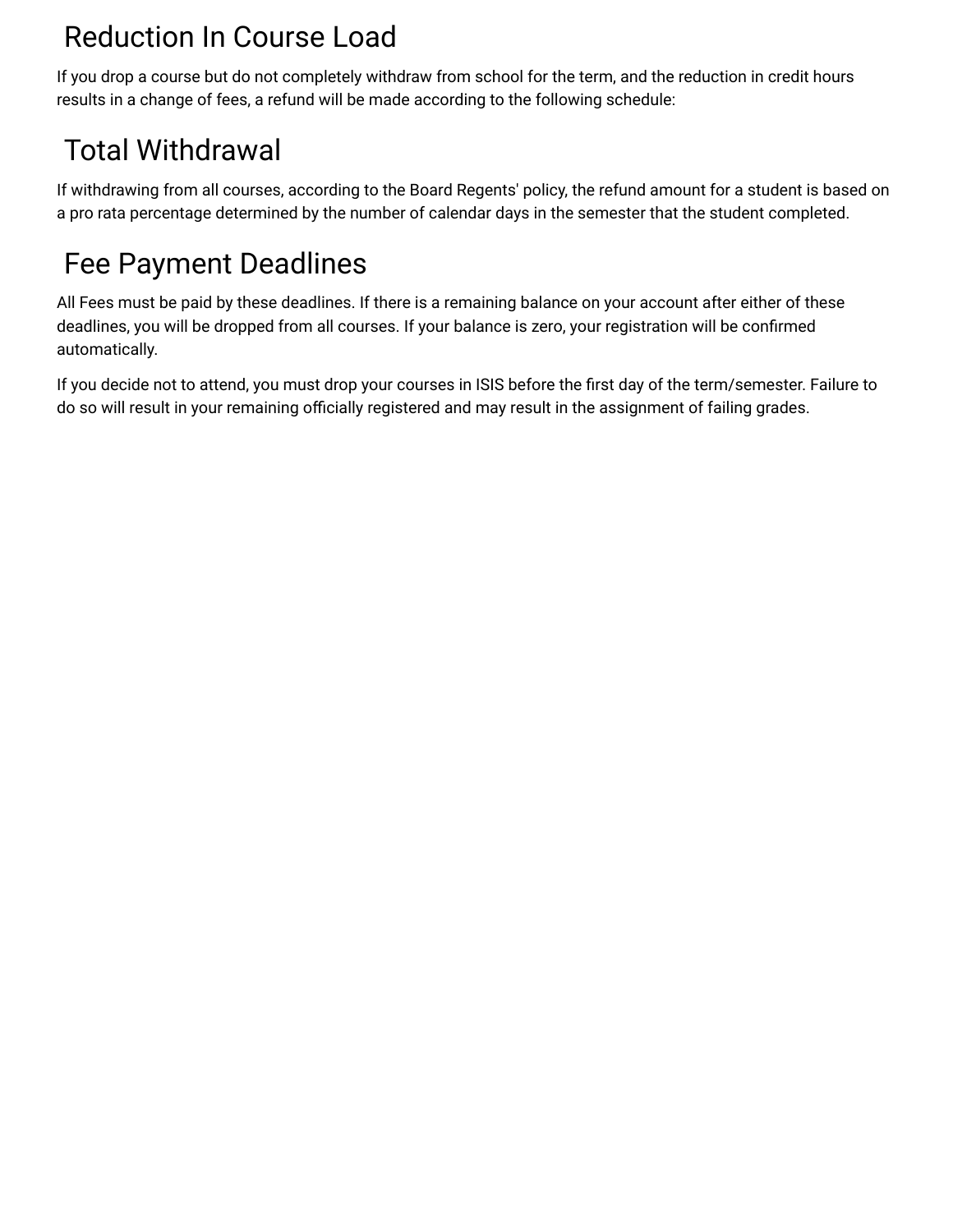## Reduction In Course Load

If you drop a course but do not completely withdraw from school for the term, and the reduction in credit hours results in a change of fees, a refund will be made according to the following schedule:

## Total Withdrawal

If withdrawing from all courses, according to the Board Regents' policy, the refund amount for a student is based on a pro rata percentage determined by the number of calendar days in the semester that the student completed.

## Fee Payment Deadlines

All Fees must be paid by these deadlines. If there is a remaining balance on your account after either of these deadlines, you will be dropped from all courses. If your balance is zero, your registration will be confirmed automatically.

If you decide not to attend, you must drop your courses in ISIS before the first day of the term/semester. Failure to do so will result in your remaining officially registered and may result in the assignment of failing grades.